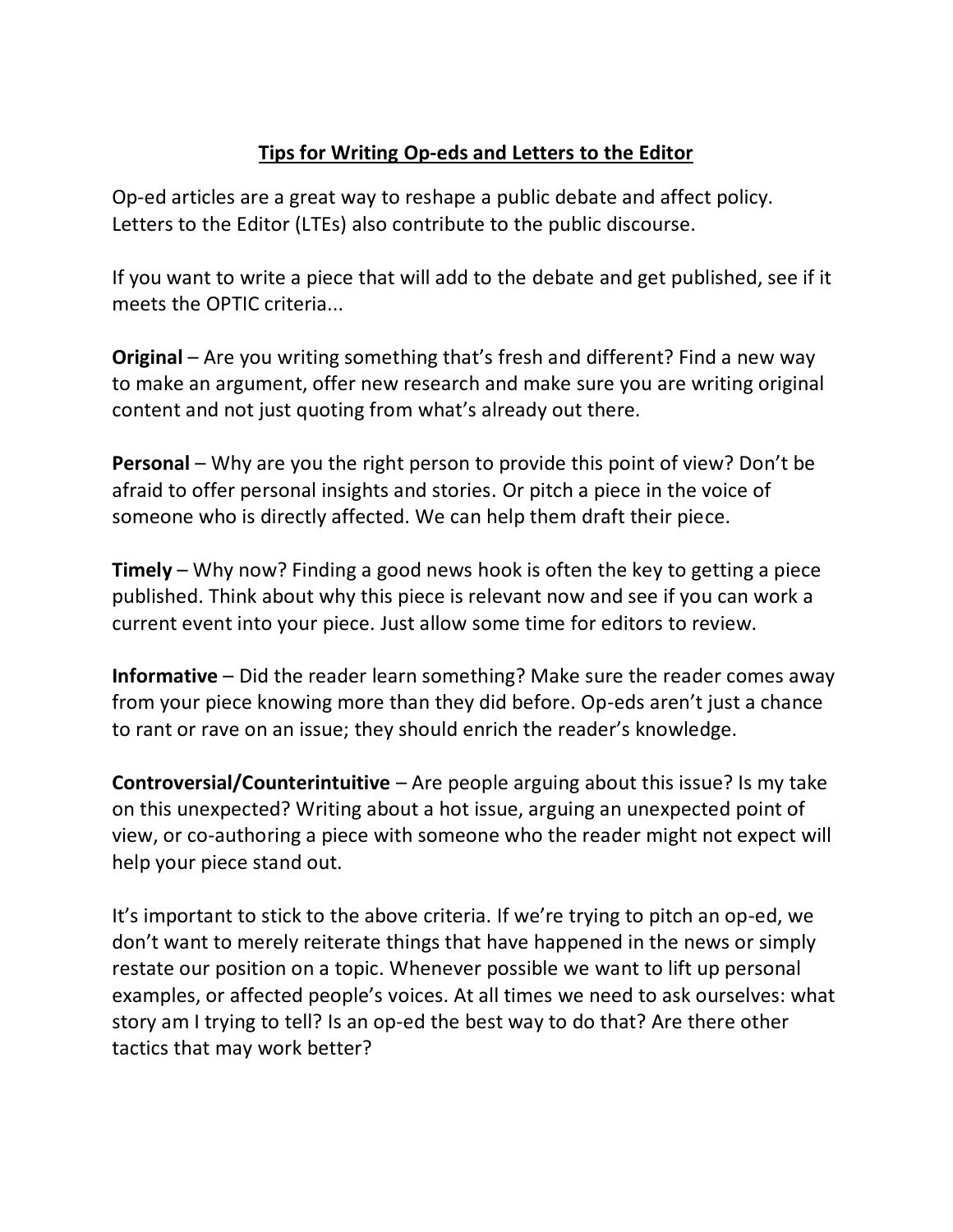# Tips for Writing Op-eds and Letters to the Editor

Op-ed articles are a great way to reshape a public debate and affect policy. Letters to the Editor (LTEs) also contribute to the public discourse.

If you want to write a piece that will add to the debate and get published, see if it meets the OPTIC criteria...

**Original** – Are you writing something that's fresh and different? Find a new way to make an argument, offer new research and make sure you are writing original content and not just quoting from what's already out there.

**Personal** – Why are you the right person to provide this point of view? Don't be afraid to offer personal insights and stories. Or pitch a piece in the voice of someone who is directly affected. We can help them draft their piece.

**Timely** – Why now? Finding a good news hook is often the key to getting a piece published. Think about why this piece is relevant now and see if you can work a current event into your piece. Just allow some time for editors to review.

**Informative** – Did the reader learn something? Make sure the reader comes away from your piece knowing more than they did before. Op-eds aren't just a chance to rant or rave on an issue; they should enrich the reader's knowledge.

**Controversial/Counterintuitive** – Are people arguing about this issue? Is my take on this unexpected? Writing about a hot issue, arguing an unexpected point of view, or co-authoring a piece with someone who the reader might not expect will help your piece stand out.

It's important to stick to the above criteria. If we're trying to pitch an op-ed, we don't want to merely reiterate things that have happened in the news or simply restate our position on a topic. Whenever possible we want to lift up personal examples, or affected people's voices. At all times we need to ask ourselves: what story am I trying to tell? Is an op-ed the best way to do that? Are there other tactics that may work better?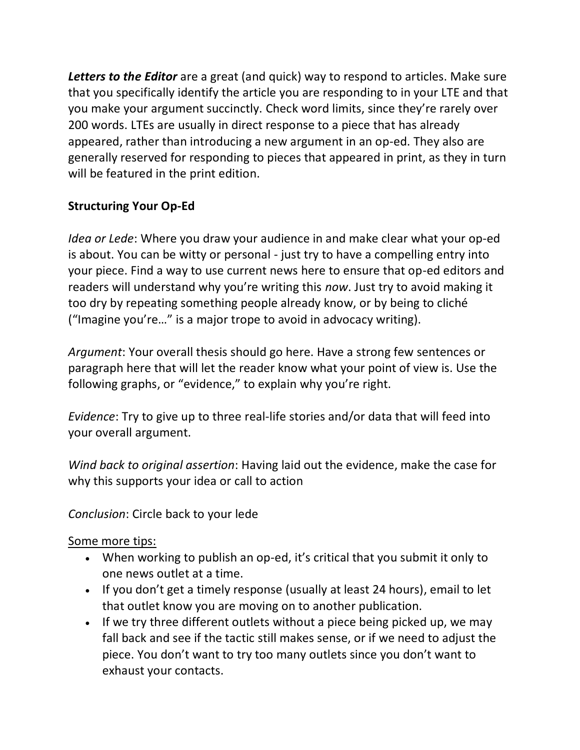***Letters to the Editor*** are a great (and quick) way to respond to articles. Make sure that you specifically identify the article you are responding to in your LTE and that you make your argument succinctly. Check word limits, since they're rarely over 200 words. LTEs are usually in direct response to a piece that has already appeared, rather than introducing a new argument in an op-ed. They also are generally reserved for responding to pieces that appeared in print, as they in turn will be featured in the print edition.

**Structuring Your Op-Ed**

*Idea or Lede*: Where you draw your audience in and make clear what your op-ed is about. You can be witty or personal - just try to have a compelling entry into your piece. Find a way to use current news here to ensure that op-ed editors and readers will understand why you're writing this *now*. Just try to avoid making it too dry by repeating something people already know, or by being to cliché ("Imagine you're…" is a major trope to avoid in advocacy writing).

*Argument*: Your overall thesis should go here. Have a strong few sentences or paragraph here that will let the reader know what your point of view is. Use the following graphs, or "evidence," to explain why you're right.

*Evidence*: Try to give up to three real-life stories and/or data that will feed into your overall argument.

*Wind back to original assertion*: Having laid out the evidence, make the case for why this supports your idea or call to action

*Conclusion*: Circle back to your lede

<u>Some more tips:</u>

- When working to publish an op-ed, it's critical that you submit it only to one news outlet at a time.
- If you don't get a timely response (usually at least 24 hours), email to let that outlet know you are moving on to another publication.
- If we try three different outlets without a piece being picked up, we may fall back and see if the tactic still makes sense, or if we need to adjust the piece. You don't want to try too many outlets since you don't want to exhaust your contacts.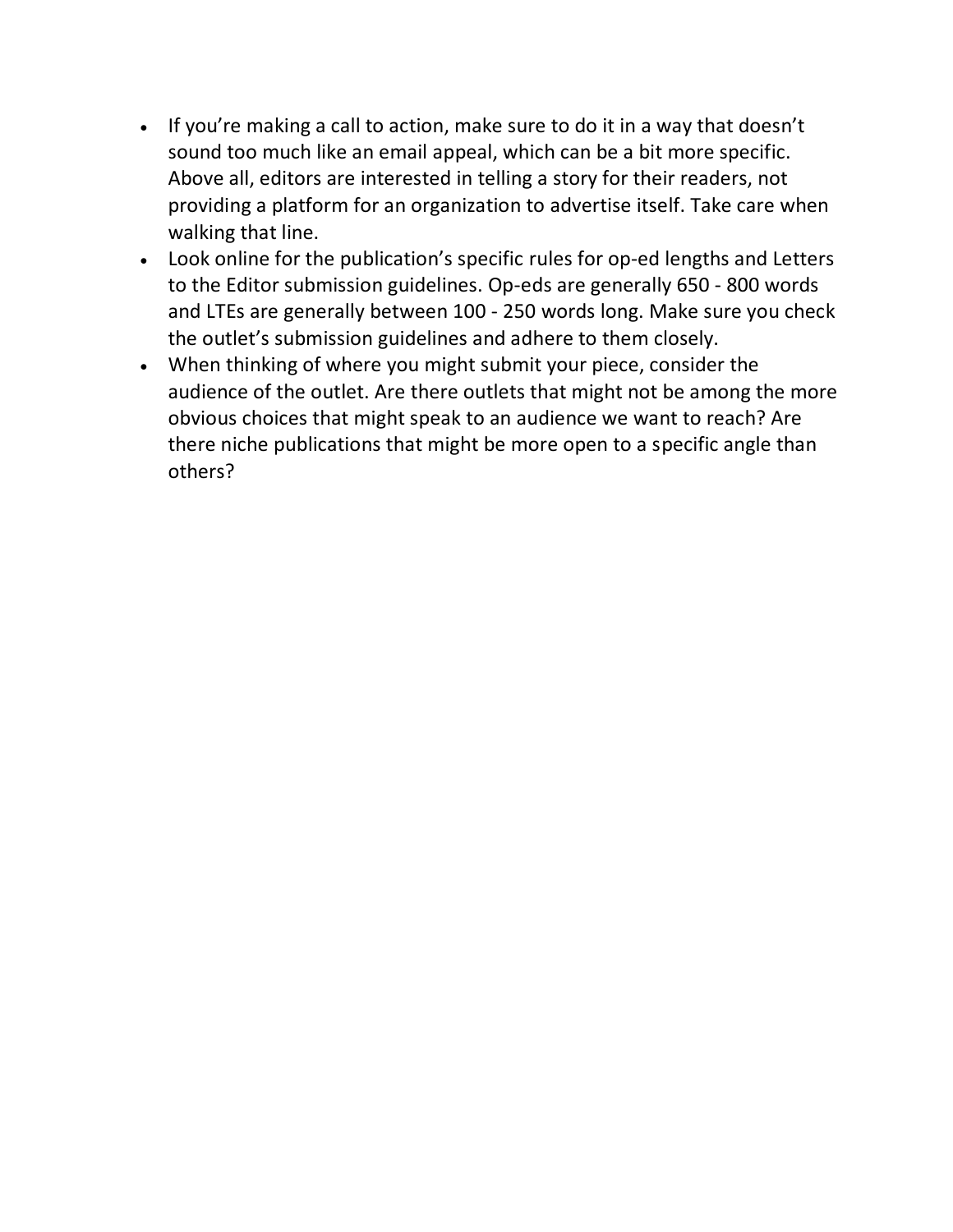- If you're making a call to action, make sure to do it in a way that doesn't sound too much like an email appeal, which can be a bit more specific. Above all, editors are interested in telling a story for their readers, not providing a platform for an organization to advertise itself. Take care when walking that line.
- Look online for the publication's specific rules for op-ed lengths and Letters to the Editor submission guidelines. Op-eds are generally 650 - 800 words and LTEs are generally between 100 - 250 words long. Make sure you check the outlet's submission guidelines and adhere to them closely.
- When thinking of where you might submit your piece, consider the audience of the outlet. Are there outlets that might not be among the more obvious choices that might speak to an audience we want to reach? Are there niche publications that might be more open to a specific angle than others?